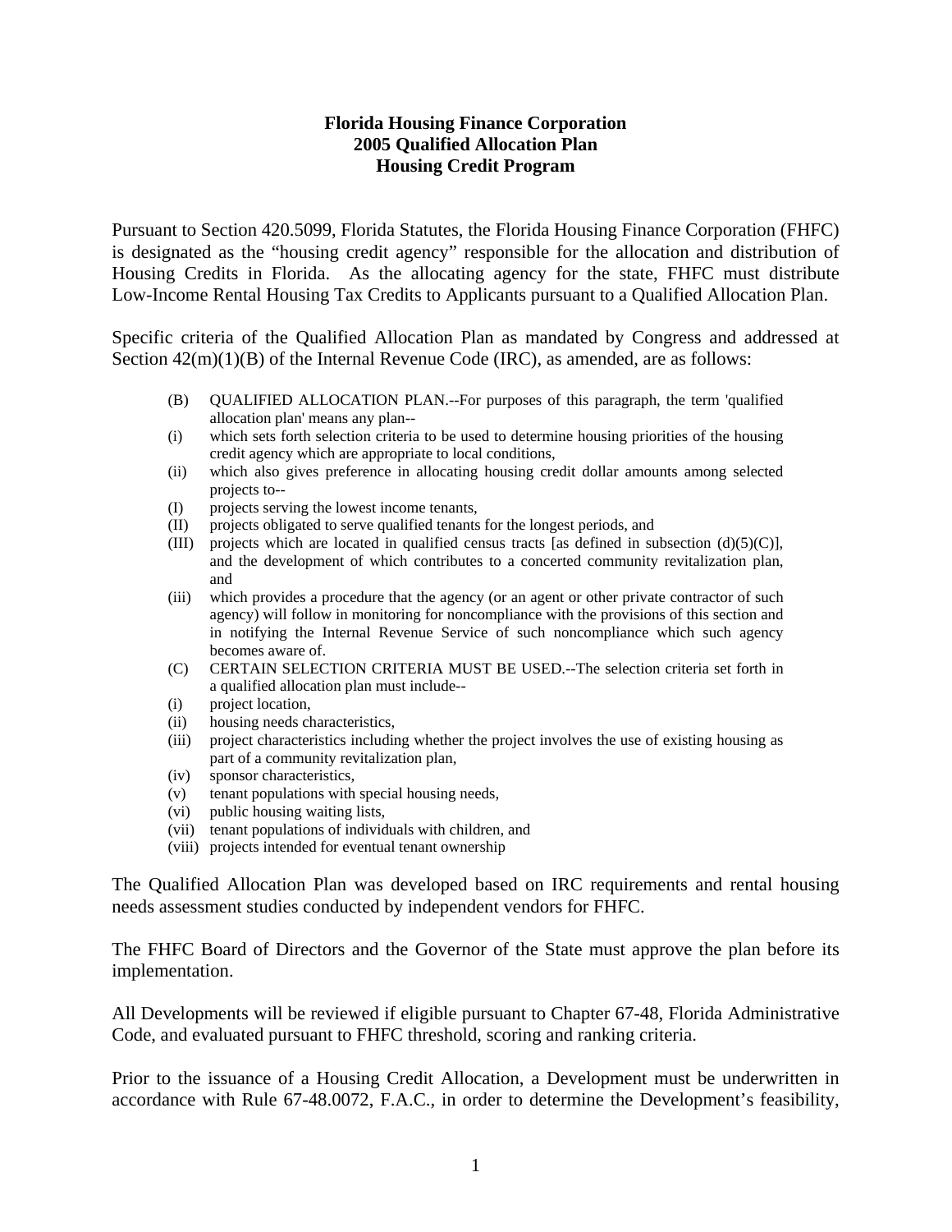# Florida Housing Finance Corporation
# 2005 Qualified Allocation Plan
# Housing Credit Program

Pursuant to Section 420.5099, Florida Statutes, the Florida Housing Finance Corporation (FHFC) is designated as the "housing credit agency" responsible for the allocation and distribution of Housing Credits in Florida. As the allocating agency for the state, FHFC must distribute Low-Income Rental Housing Tax Credits to Applicants pursuant to a Qualified Allocation Plan.

Specific criteria of the Qualified Allocation Plan as mandated by Congress and addressed at Section 42(m)(1)(B) of the Internal Revenue Code (IRC), as amended, are as follows:

> (B) QUALIFIED ALLOCATION PLAN.--For purposes of this paragraph, the term 'qualified allocation plan' means any plan--
>
> (i) which sets forth selection criteria to be used to determine housing priorities of the housing credit agency which are appropriate to local conditions,
>
> (ii) which also gives preference in allocating housing credit dollar amounts among selected projects to--
>
> (I) projects serving the lowest income tenants,
>
> (II) projects obligated to serve qualified tenants for the longest periods, and
>
> (III) projects which are located in qualified census tracts [as defined in subsection (d)(5)(C)], and the development of which contributes to a concerted community revitalization plan, and
>
> (iii) which provides a procedure that the agency (or an agent or other private contractor of such agency) will follow in monitoring for noncompliance with the provisions of this section and in notifying the Internal Revenue Service of such noncompliance which such agency becomes aware of.
>
> (C) CERTAIN SELECTION CRITERIA MUST BE USED.--The selection criteria set forth in a qualified allocation plan must include--
>
> (i) project location,
>
> (ii) housing needs characteristics,
>
> (iii) project characteristics including whether the project involves the use of existing housing as part of a community revitalization plan,
>
> (iv) sponsor characteristics,
>
> (v) tenant populations with special housing needs,
>
> (vi) public housing waiting lists,
>
> (vii) tenant populations of individuals with children, and
>
> (viii) projects intended for eventual tenant ownership

The Qualified Allocation Plan was developed based on IRC requirements and rental housing needs assessment studies conducted by independent vendors for FHFC.

The FHFC Board of Directors and the Governor of the State must approve the plan before its implementation.

All Developments will be reviewed if eligible pursuant to Chapter 67-48, Florida Administrative Code, and evaluated pursuant to FHFC threshold, scoring and ranking criteria.

Prior to the issuance of a Housing Credit Allocation, a Development must be underwritten in accordance with Rule 67-48.0072, F.A.C., in order to determine the Development's feasibility,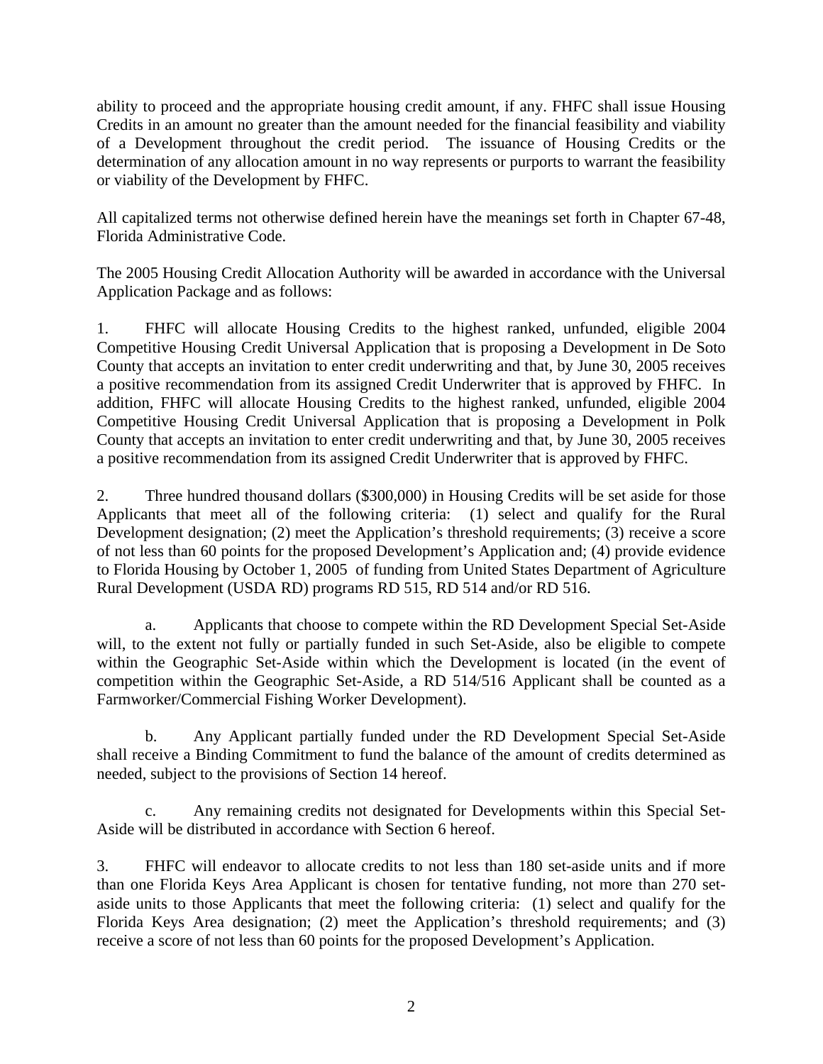ability to proceed and the appropriate housing credit amount, if any. FHFC shall issue Housing Credits in an amount no greater than the amount needed for the financial feasibility and viability of a Development throughout the credit period. The issuance of Housing Credits or the determination of any allocation amount in no way represents or purports to warrant the feasibility or viability of the Development by FHFC.

All capitalized terms not otherwise defined herein have the meanings set forth in Chapter 67-48, Florida Administrative Code.

The 2005 Housing Credit Allocation Authority will be awarded in accordance with the Universal Application Package and as follows:

1. FHFC will allocate Housing Credits to the highest ranked, unfunded, eligible 2004 Competitive Housing Credit Universal Application that is proposing a Development in De Soto County that accepts an invitation to enter credit underwriting and that, by June 30, 2005 receives a positive recommendation from its assigned Credit Underwriter that is approved by FHFC. In addition, FHFC will allocate Housing Credits to the highest ranked, unfunded, eligible 2004 Competitive Housing Credit Universal Application that is proposing a Development in Polk County that accepts an invitation to enter credit underwriting and that, by June 30, 2005 receives a positive recommendation from its assigned Credit Underwriter that is approved by FHFC.

2. Three hundred thousand dollars ($300,000) in Housing Credits will be set aside for those Applicants that meet all of the following criteria: (1) select and qualify for the Rural Development designation; (2) meet the Application's threshold requirements; (3) receive a score of not less than 60 points for the proposed Development's Application and; (4) provide evidence to Florida Housing by October 1, 2005 of funding from United States Department of Agriculture Rural Development (USDA RD) programs RD 515, RD 514 and/or RD 516.

   a. Applicants that choose to compete within the RD Development Special Set-Aside will, to the extent not fully or partially funded in such Set-Aside, also be eligible to compete within the Geographic Set-Aside within which the Development is located (in the event of competition within the Geographic Set-Aside, a RD 514/516 Applicant shall be counted as a Farmworker/Commercial Fishing Worker Development).

   b. Any Applicant partially funded under the RD Development Special Set-Aside shall receive a Binding Commitment to fund the balance of the amount of credits determined as needed, subject to the provisions of Section 14 hereof.

   c. Any remaining credits not designated for Developments within this Special Set-Aside will be distributed in accordance with Section 6 hereof.

3. FHFC will endeavor to allocate credits to not less than 180 set-aside units and if more than one Florida Keys Area Applicant is chosen for tentative funding, not more than 270 set-aside units to those Applicants that meet the following criteria: (1) select and qualify for the Florida Keys Area designation; (2) meet the Application's threshold requirements; and (3) receive a score of not less than 60 points for the proposed Development's Application.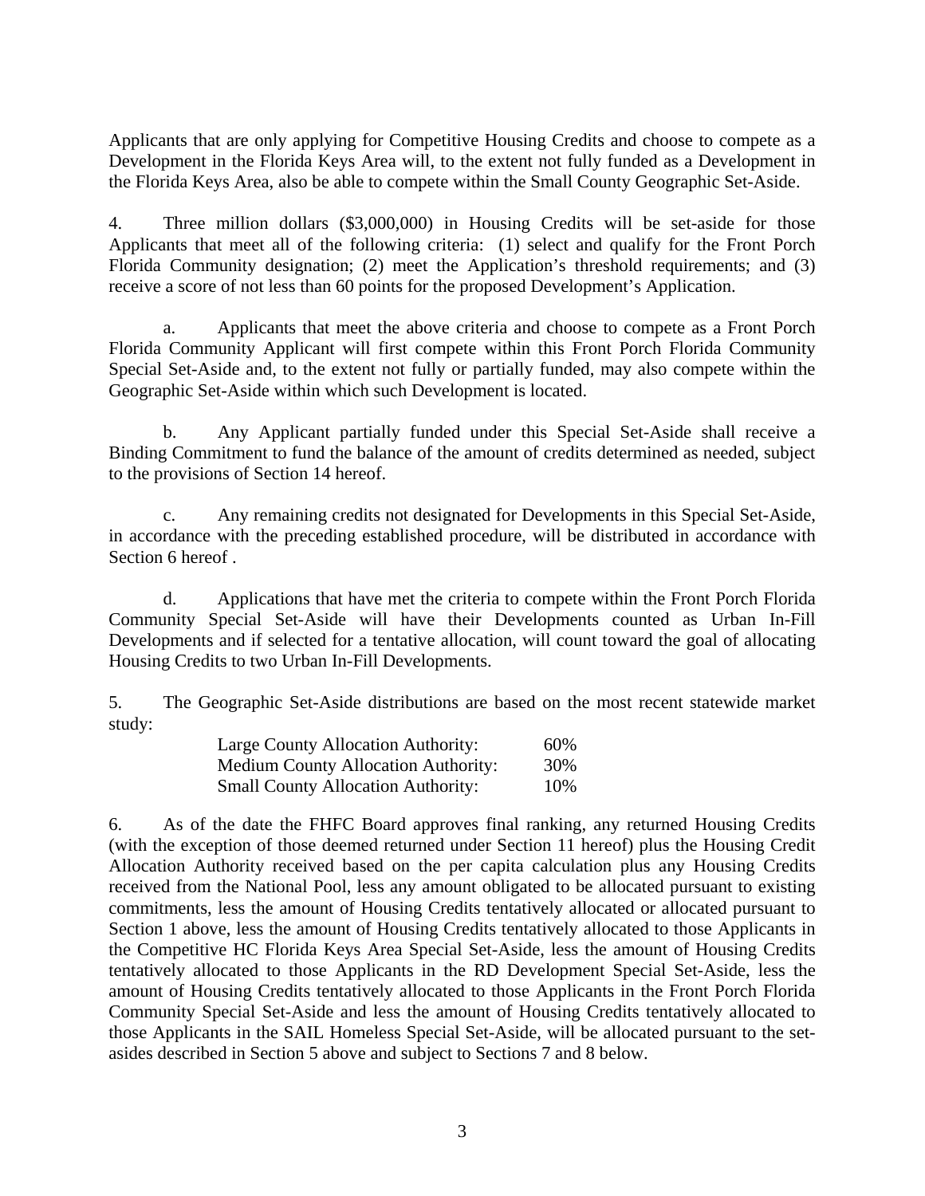Applicants that are only applying for Competitive Housing Credits and choose to compete as a Development in the Florida Keys Area will, to the extent not fully funded as a Development in the Florida Keys Area, also be able to compete within the Small County Geographic Set-Aside.

4. Three million dollars ($3,000,000) in Housing Credits will be set-aside for those Applicants that meet all of the following criteria: (1) select and qualify for the Front Porch Florida Community designation; (2) meet the Application's threshold requirements; and (3) receive a score of not less than 60 points for the proposed Development's Application.

a. Applicants that meet the above criteria and choose to compete as a Front Porch Florida Community Applicant will first compete within this Front Porch Florida Community Special Set-Aside and, to the extent not fully or partially funded, may also compete within the Geographic Set-Aside within which such Development is located.

b. Any Applicant partially funded under this Special Set-Aside shall receive a Binding Commitment to fund the balance of the amount of credits determined as needed, subject to the provisions of Section 14 hereof.

c. Any remaining credits not designated for Developments in this Special Set-Aside, in accordance with the preceding established procedure, will be distributed in accordance with Section 6 hereof .

d. Applications that have met the criteria to compete within the Front Porch Florida Community Special Set-Aside will have their Developments counted as Urban In-Fill Developments and if selected for a tentative allocation, will count toward the goal of allocating Housing Credits to two Urban In-Fill Developments.

5. The Geographic Set-Aside distributions are based on the most recent statewide market study:

| | |
|---|---|
| Large County Allocation Authority: | 60% |
| Medium County Allocation Authority: | 30% |
| Small County Allocation Authority: | 10% |

6. As of the date the FHFC Board approves final ranking, any returned Housing Credits (with the exception of those deemed returned under Section 11 hereof) plus the Housing Credit Allocation Authority received based on the per capita calculation plus any Housing Credits received from the National Pool, less any amount obligated to be allocated pursuant to existing commitments, less the amount of Housing Credits tentatively allocated or allocated pursuant to Section 1 above, less the amount of Housing Credits tentatively allocated to those Applicants in the Competitive HC Florida Keys Area Special Set-Aside, less the amount of Housing Credits tentatively allocated to those Applicants in the RD Development Special Set-Aside, less the amount of Housing Credits tentatively allocated to those Applicants in the Front Porch Florida Community Special Set-Aside and less the amount of Housing Credits tentatively allocated to those Applicants in the SAIL Homeless Special Set-Aside, will be allocated pursuant to the set-asides described in Section 5 above and subject to Sections 7 and 8 below.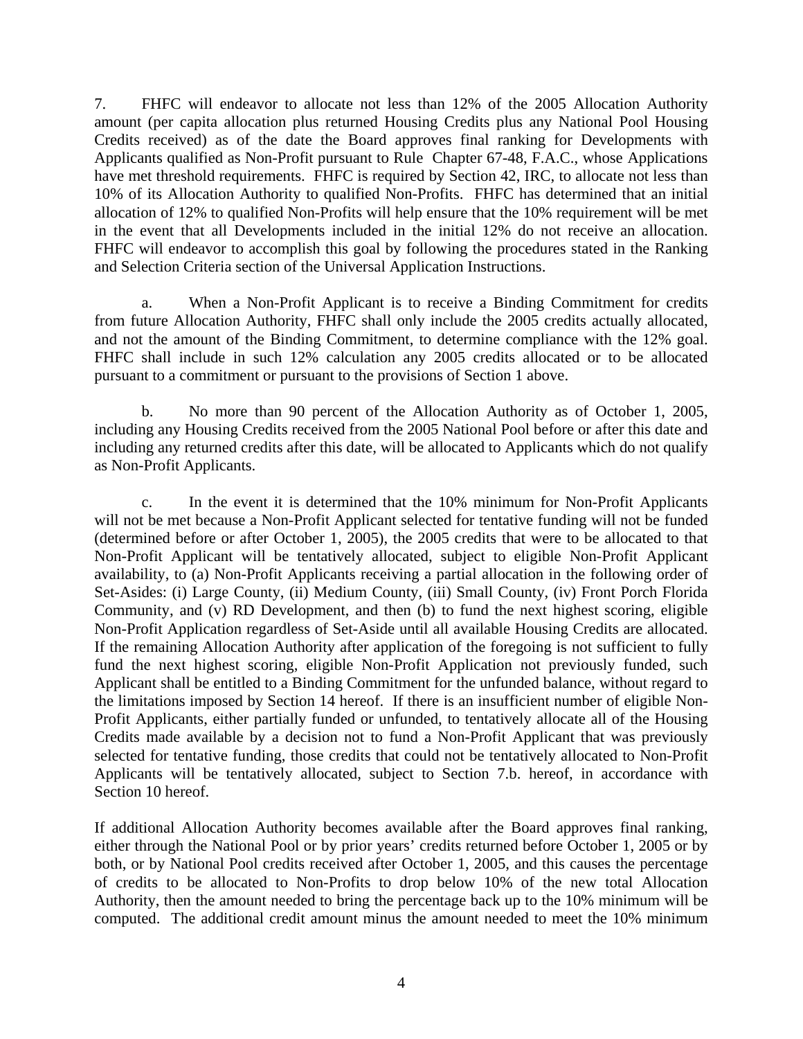7. FHFC will endeavor to allocate not less than 12% of the 2005 Allocation Authority amount (per capita allocation plus returned Housing Credits plus any National Pool Housing Credits received) as of the date the Board approves final ranking for Developments with Applicants qualified as Non-Profit pursuant to Rule Chapter 67-48, F.A.C., whose Applications have met threshold requirements. FHFC is required by Section 42, IRC, to allocate not less than 10% of its Allocation Authority to qualified Non-Profits. FHFC has determined that an initial allocation of 12% to qualified Non-Profits will help ensure that the 10% requirement will be met in the event that all Developments included in the initial 12% do not receive an allocation. FHFC will endeavor to accomplish this goal by following the procedures stated in the Ranking and Selection Criteria section of the Universal Application Instructions.

a. When a Non-Profit Applicant is to receive a Binding Commitment for credits from future Allocation Authority, FHFC shall only include the 2005 credits actually allocated, and not the amount of the Binding Commitment, to determine compliance with the 12% goal. FHFC shall include in such 12% calculation any 2005 credits allocated or to be allocated pursuant to a commitment or pursuant to the provisions of Section 1 above.

b. No more than 90 percent of the Allocation Authority as of October 1, 2005, including any Housing Credits received from the 2005 National Pool before or after this date and including any returned credits after this date, will be allocated to Applicants which do not qualify as Non-Profit Applicants.

c. In the event it is determined that the 10% minimum for Non-Profit Applicants will not be met because a Non-Profit Applicant selected for tentative funding will not be funded (determined before or after October 1, 2005), the 2005 credits that were to be allocated to that Non-Profit Applicant will be tentatively allocated, subject to eligible Non-Profit Applicant availability, to (a) Non-Profit Applicants receiving a partial allocation in the following order of Set-Asides: (i) Large County, (ii) Medium County, (iii) Small County, (iv) Front Porch Florida Community, and (v) RD Development, and then (b) to fund the next highest scoring, eligible Non-Profit Application regardless of Set-Aside until all available Housing Credits are allocated. If the remaining Allocation Authority after application of the foregoing is not sufficient to fully fund the next highest scoring, eligible Non-Profit Application not previously funded, such Applicant shall be entitled to a Binding Commitment for the unfunded balance, without regard to the limitations imposed by Section 14 hereof. If there is an insufficient number of eligible Non-Profit Applicants, either partially funded or unfunded, to tentatively allocate all of the Housing Credits made available by a decision not to fund a Non-Profit Applicant that was previously selected for tentative funding, those credits that could not be tentatively allocated to Non-Profit Applicants will be tentatively allocated, subject to Section 7.b. hereof, in accordance with Section 10 hereof.

If additional Allocation Authority becomes available after the Board approves final ranking, either through the National Pool or by prior years' credits returned before October 1, 2005 or by both, or by National Pool credits received after October 1, 2005, and this causes the percentage of credits to be allocated to Non-Profits to drop below 10% of the new total Allocation Authority, then the amount needed to bring the percentage back up to the 10% minimum will be computed. The additional credit amount minus the amount needed to meet the 10% minimum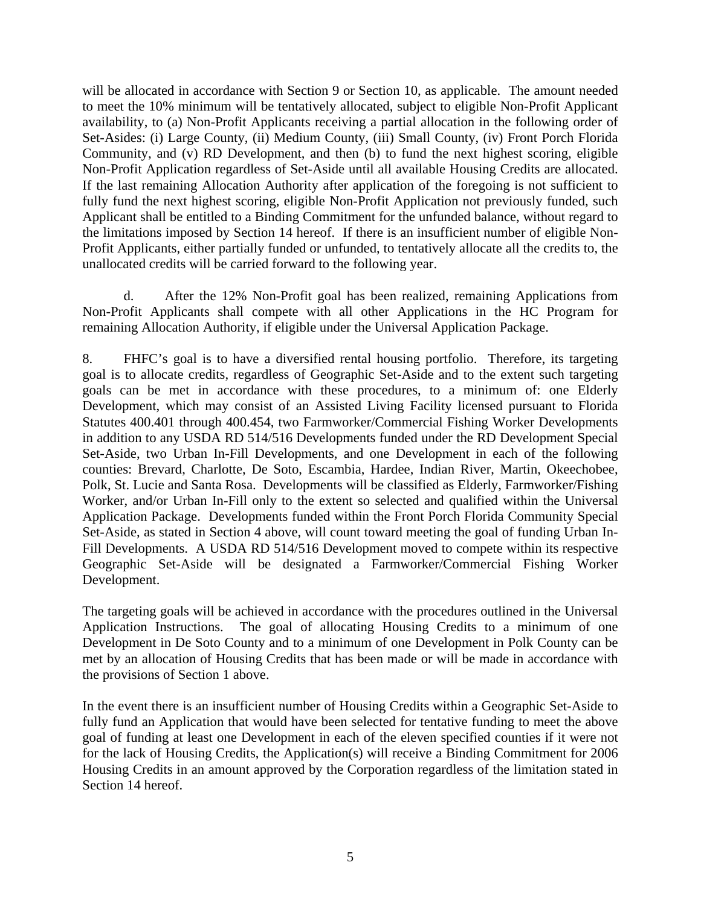will be allocated in accordance with Section 9 or Section 10, as applicable. The amount needed to meet the 10% minimum will be tentatively allocated, subject to eligible Non-Profit Applicant availability, to (a) Non-Profit Applicants receiving a partial allocation in the following order of Set-Asides: (i) Large County, (ii) Medium County, (iii) Small County, (iv) Front Porch Florida Community, and (v) RD Development, and then (b) to fund the next highest scoring, eligible Non-Profit Application regardless of Set-Aside until all available Housing Credits are allocated. If the last remaining Allocation Authority after application of the foregoing is not sufficient to fully fund the next highest scoring, eligible Non-Profit Application not previously funded, such Applicant shall be entitled to a Binding Commitment for the unfunded balance, without regard to the limitations imposed by Section 14 hereof. If there is an insufficient number of eligible Non-Profit Applicants, either partially funded or unfunded, to tentatively allocate all the credits to, the unallocated credits will be carried forward to the following year.

d. After the 12% Non-Profit goal has been realized, remaining Applications from Non-Profit Applicants shall compete with all other Applications in the HC Program for remaining Allocation Authority, if eligible under the Universal Application Package.

8. FHFC's goal is to have a diversified rental housing portfolio. Therefore, its targeting goal is to allocate credits, regardless of Geographic Set-Aside and to the extent such targeting goals can be met in accordance with these procedures, to a minimum of: one Elderly Development, which may consist of an Assisted Living Facility licensed pursuant to Florida Statutes 400.401 through 400.454, two Farmworker/Commercial Fishing Worker Developments in addition to any USDA RD 514/516 Developments funded under the RD Development Special Set-Aside, two Urban In-Fill Developments, and one Development in each of the following counties: Brevard, Charlotte, De Soto, Escambia, Hardee, Indian River, Martin, Okeechobee, Polk, St. Lucie and Santa Rosa. Developments will be classified as Elderly, Farmworker/Fishing Worker, and/or Urban In-Fill only to the extent so selected and qualified within the Universal Application Package. Developments funded within the Front Porch Florida Community Special Set-Aside, as stated in Section 4 above, will count toward meeting the goal of funding Urban In-Fill Developments. A USDA RD 514/516 Development moved to compete within its respective Geographic Set-Aside will be designated a Farmworker/Commercial Fishing Worker Development.

The targeting goals will be achieved in accordance with the procedures outlined in the Universal Application Instructions. The goal of allocating Housing Credits to a minimum of one Development in De Soto County and to a minimum of one Development in Polk County can be met by an allocation of Housing Credits that has been made or will be made in accordance with the provisions of Section 1 above.

In the event there is an insufficient number of Housing Credits within a Geographic Set-Aside to fully fund an Application that would have been selected for tentative funding to meet the above goal of funding at least one Development in each of the eleven specified counties if it were not for the lack of Housing Credits, the Application(s) will receive a Binding Commitment for 2006 Housing Credits in an amount approved by the Corporation regardless of the limitation stated in Section 14 hereof.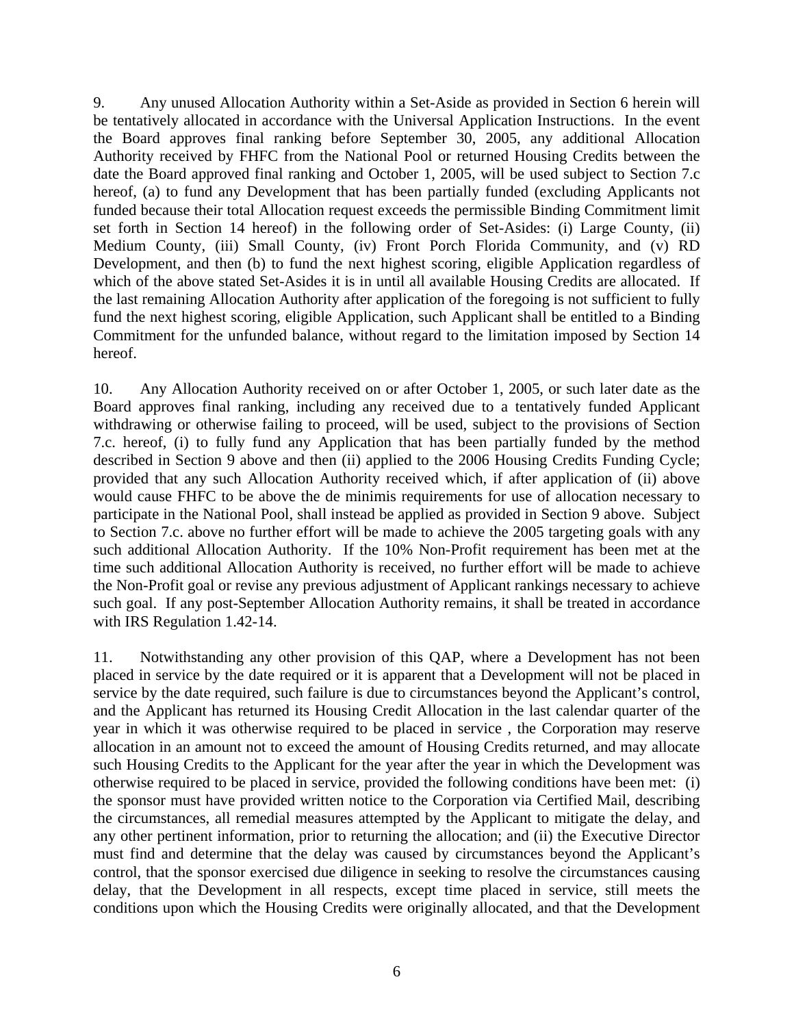9. Any unused Allocation Authority within a Set-Aside as provided in Section 6 herein will be tentatively allocated in accordance with the Universal Application Instructions. In the event the Board approves final ranking before September 30, 2005, any additional Allocation Authority received by FHFC from the National Pool or returned Housing Credits between the date the Board approved final ranking and October 1, 2005, will be used subject to Section 7.c hereof, (a) to fund any Development that has been partially funded (excluding Applicants not funded because their total Allocation request exceeds the permissible Binding Commitment limit set forth in Section 14 hereof) in the following order of Set-Asides: (i) Large County, (ii) Medium County, (iii) Small County, (iv) Front Porch Florida Community, and (v) RD Development, and then (b) to fund the next highest scoring, eligible Application regardless of which of the above stated Set-Asides it is in until all available Housing Credits are allocated. If the last remaining Allocation Authority after application of the foregoing is not sufficient to fully fund the next highest scoring, eligible Application, such Applicant shall be entitled to a Binding Commitment for the unfunded balance, without regard to the limitation imposed by Section 14 hereof.

10. Any Allocation Authority received on or after October 1, 2005, or such later date as the Board approves final ranking, including any received due to a tentatively funded Applicant withdrawing or otherwise failing to proceed, will be used, subject to the provisions of Section 7.c. hereof, (i) to fully fund any Application that has been partially funded by the method described in Section 9 above and then (ii) applied to the 2006 Housing Credits Funding Cycle; provided that any such Allocation Authority received which, if after application of (ii) above would cause FHFC to be above the de minimis requirements for use of allocation necessary to participate in the National Pool, shall instead be applied as provided in Section 9 above. Subject to Section 7.c. above no further effort will be made to achieve the 2005 targeting goals with any such additional Allocation Authority. If the 10% Non-Profit requirement has been met at the time such additional Allocation Authority is received, no further effort will be made to achieve the Non-Profit goal or revise any previous adjustment of Applicant rankings necessary to achieve such goal. If any post-September Allocation Authority remains, it shall be treated in accordance with IRS Regulation 1.42-14.

11. Notwithstanding any other provision of this QAP, where a Development has not been placed in service by the date required or it is apparent that a Development will not be placed in service by the date required, such failure is due to circumstances beyond the Applicant's control, and the Applicant has returned its Housing Credit Allocation in the last calendar quarter of the year in which it was otherwise required to be placed in service , the Corporation may reserve allocation in an amount not to exceed the amount of Housing Credits returned, and may allocate such Housing Credits to the Applicant for the year after the year in which the Development was otherwise required to be placed in service, provided the following conditions have been met: (i) the sponsor must have provided written notice to the Corporation via Certified Mail, describing the circumstances, all remedial measures attempted by the Applicant to mitigate the delay, and any other pertinent information, prior to returning the allocation; and (ii) the Executive Director must find and determine that the delay was caused by circumstances beyond the Applicant's control, that the sponsor exercised due diligence in seeking to resolve the circumstances causing delay, that the Development in all respects, except time placed in service, still meets the conditions upon which the Housing Credits were originally allocated, and that the Development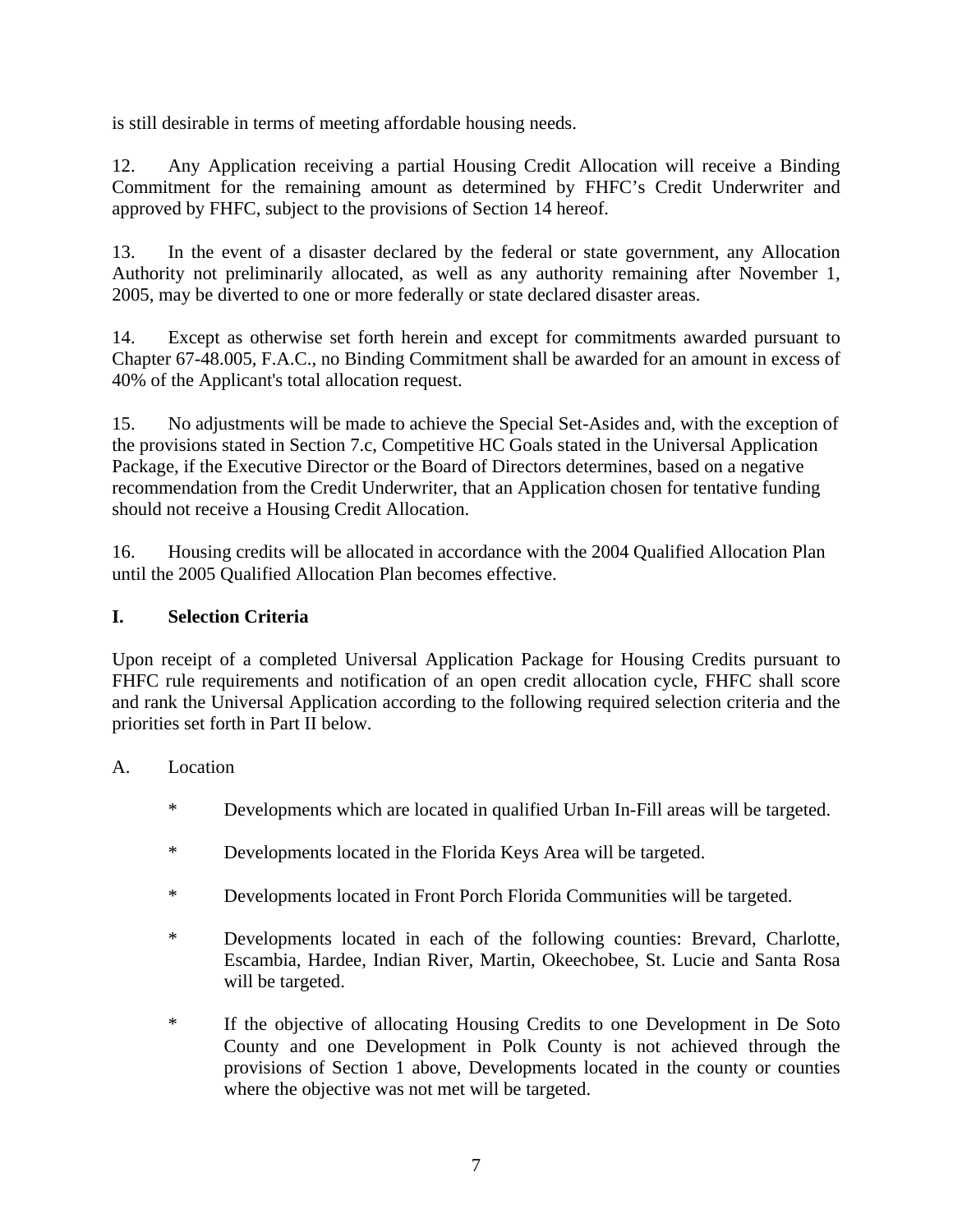is still desirable in terms of meeting affordable housing needs.

12. Any Application receiving a partial Housing Credit Allocation will receive a Binding Commitment for the remaining amount as determined by FHFC's Credit Underwriter and approved by FHFC, subject to the provisions of Section 14 hereof.

13. In the event of a disaster declared by the federal or state government, any Allocation Authority not preliminarily allocated, as well as any authority remaining after November 1, 2005, may be diverted to one or more federally or state declared disaster areas.

14. Except as otherwise set forth herein and except for commitments awarded pursuant to Chapter 67-48.005, F.A.C., no Binding Commitment shall be awarded for an amount in excess of 40% of the Applicant's total allocation request.

15. No adjustments will be made to achieve the Special Set-Asides and, with the exception of the provisions stated in Section 7.c, Competitive HC Goals stated in the Universal Application Package, if the Executive Director or the Board of Directors determines, based on a negative recommendation from the Credit Underwriter, that an Application chosen for tentative funding should not receive a Housing Credit Allocation.

16. Housing credits will be allocated in accordance with the 2004 Qualified Allocation Plan until the 2005 Qualified Allocation Plan becomes effective.

## I. Selection Criteria

Upon receipt of a completed Universal Application Package for Housing Credits pursuant to FHFC rule requirements and notification of an open credit allocation cycle, FHFC shall score and rank the Universal Application according to the following required selection criteria and the priorities set forth in Part II below.

A. Location

* Developments which are located in qualified Urban In-Fill areas will be targeted.
* Developments located in the Florida Keys Area will be targeted.
* Developments located in Front Porch Florida Communities will be targeted.
* Developments located in each of the following counties: Brevard, Charlotte, Escambia, Hardee, Indian River, Martin, Okeechobee, St. Lucie and Santa Rosa will be targeted.
* If the objective of allocating Housing Credits to one Development in De Soto County and one Development in Polk County is not achieved through the provisions of Section 1 above, Developments located in the county or counties where the objective was not met will be targeted.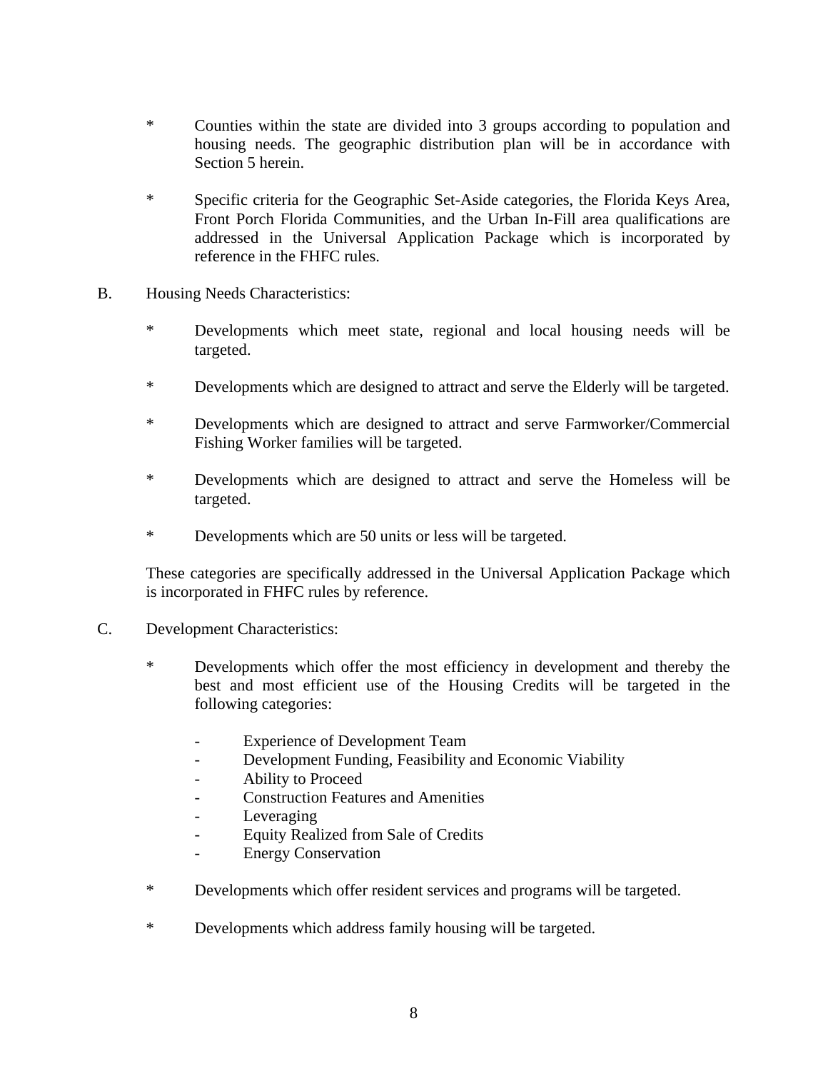- Counties within the state are divided into 3 groups according to population and housing needs. The geographic distribution plan will be in accordance with Section 5 herein.

- Specific criteria for the Geographic Set-Aside categories, the Florida Keys Area, Front Porch Florida Communities, and the Urban In-Fill area qualifications are addressed in the Universal Application Package which is incorporated by reference in the FHFC rules.

B. Housing Needs Characteristics:

- Developments which meet state, regional and local housing needs will be targeted.

- Developments which are designed to attract and serve the Elderly will be targeted.

- Developments which are designed to attract and serve Farmworker/Commercial Fishing Worker families will be targeted.

- Developments which are designed to attract and serve the Homeless will be targeted.

- Developments which are 50 units or less will be targeted.

These categories are specifically addressed in the Universal Application Package which is incorporated in FHFC rules by reference.

C. Development Characteristics:

- Developments which offer the most efficiency in development and thereby the best and most efficient use of the Housing Credits will be targeted in the following categories:

  - Experience of Development Team
  - Development Funding, Feasibility and Economic Viability
  - Ability to Proceed
  - Construction Features and Amenities
  - Leveraging
  - Equity Realized from Sale of Credits
  - Energy Conservation

- Developments which offer resident services and programs will be targeted.

- Developments which address family housing will be targeted.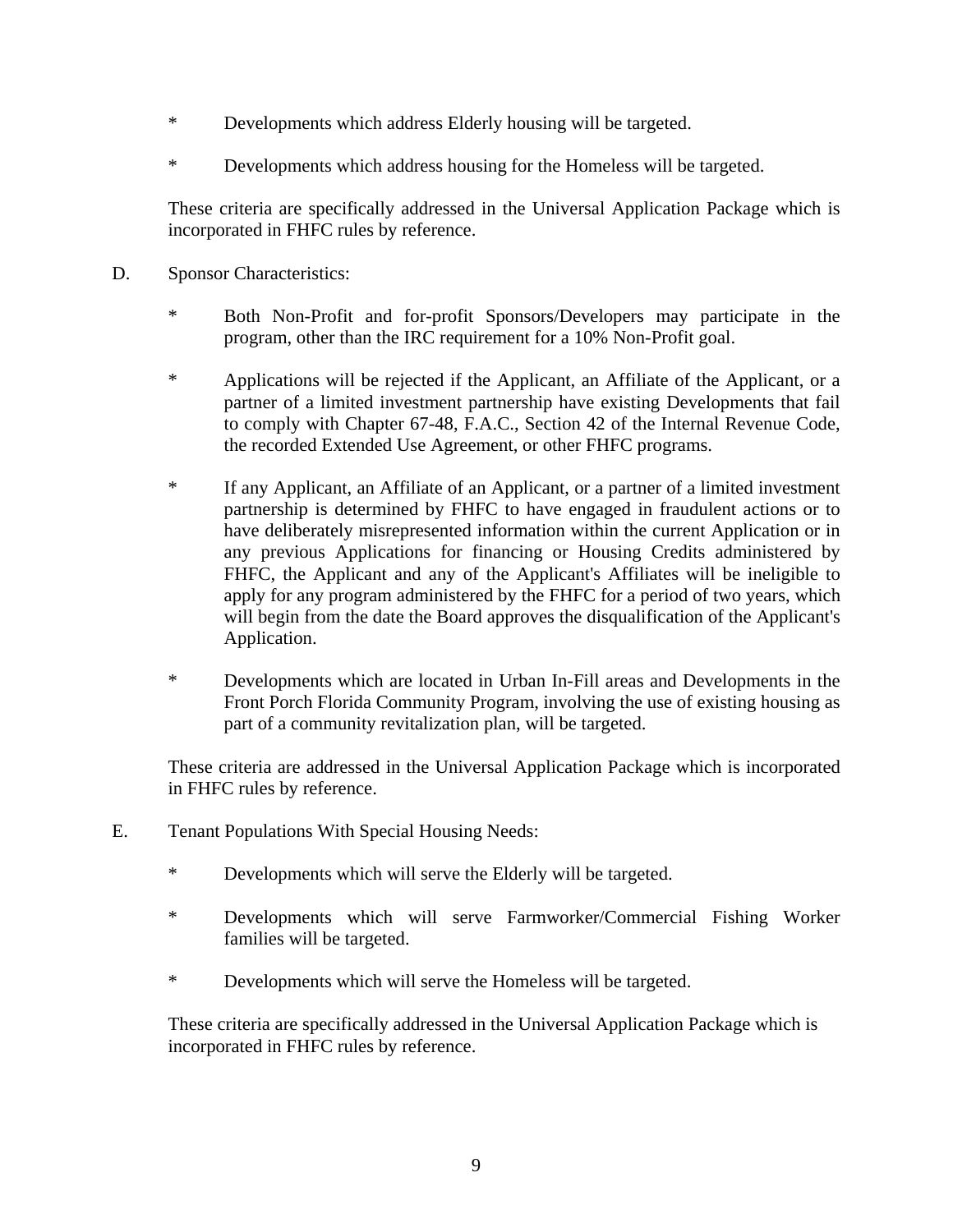* Developments which address Elderly housing will be targeted.

* Developments which address housing for the Homeless will be targeted.

These criteria are specifically addressed in the Universal Application Package which is incorporated in FHFC rules by reference.

D. Sponsor Characteristics:

* Both Non-Profit and for-profit Sponsors/Developers may participate in the program, other than the IRC requirement for a 10% Non-Profit goal.

* Applications will be rejected if the Applicant, an Affiliate of the Applicant, or a partner of a limited investment partnership have existing Developments that fail to comply with Chapter 67-48, F.A.C., Section 42 of the Internal Revenue Code, the recorded Extended Use Agreement, or other FHFC programs.

* If any Applicant, an Affiliate of an Applicant, or a partner of a limited investment partnership is determined by FHFC to have engaged in fraudulent actions or to have deliberately misrepresented information within the current Application or in any previous Applications for financing or Housing Credits administered by FHFC, the Applicant and any of the Applicant's Affiliates will be ineligible to apply for any program administered by the FHFC for a period of two years, which will begin from the date the Board approves the disqualification of the Applicant's Application.

* Developments which are located in Urban In-Fill areas and Developments in the Front Porch Florida Community Program, involving the use of existing housing as part of a community revitalization plan, will be targeted.

These criteria are addressed in the Universal Application Package which is incorporated in FHFC rules by reference.

E. Tenant Populations With Special Housing Needs:

* Developments which will serve the Elderly will be targeted.

* Developments which will serve Farmworker/Commercial Fishing Worker families will be targeted.

* Developments which will serve the Homeless will be targeted.

These criteria are specifically addressed in the Universal Application Package which is incorporated in FHFC rules by reference.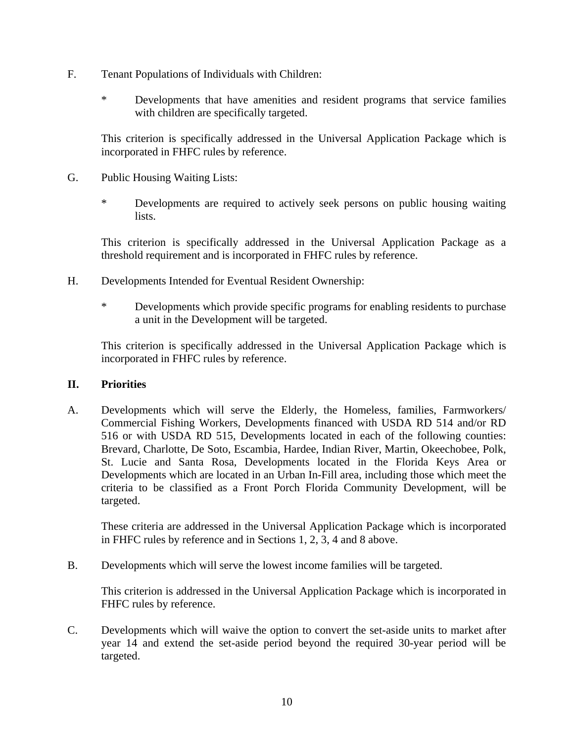F. Tenant Populations of Individuals with Children:

   * Developments that have amenities and resident programs that service families with children are specifically targeted.

   This criterion is specifically addressed in the Universal Application Package which is incorporated in FHFC rules by reference.

G. Public Housing Waiting Lists:

   * Developments are required to actively seek persons on public housing waiting lists.

   This criterion is specifically addressed in the Universal Application Package as a threshold requirement and is incorporated in FHFC rules by reference.

H. Developments Intended for Eventual Resident Ownership:

   * Developments which provide specific programs for enabling residents to purchase a unit in the Development will be targeted.

   This criterion is specifically addressed in the Universal Application Package which is incorporated in FHFC rules by reference.

## II. Priorities

A. Developments which will serve the Elderly, the Homeless, families, Farmworkers/ Commercial Fishing Workers, Developments financed with USDA RD 514 and/or RD 516 or with USDA RD 515, Developments located in each of the following counties: Brevard, Charlotte, De Soto, Escambia, Hardee, Indian River, Martin, Okeechobee, Polk, St. Lucie and Santa Rosa, Developments located in the Florida Keys Area or Developments which are located in an Urban In-Fill area, including those which meet the criteria to be classified as a Front Porch Florida Community Development, will be targeted.

   These criteria are addressed in the Universal Application Package which is incorporated in FHFC rules by reference and in Sections 1, 2, 3, 4 and 8 above.

B. Developments which will serve the lowest income families will be targeted.

   This criterion is addressed in the Universal Application Package which is incorporated in FHFC rules by reference.

C. Developments which will waive the option to convert the set-aside units to market after year 14 and extend the set-aside period beyond the required 30-year period will be targeted.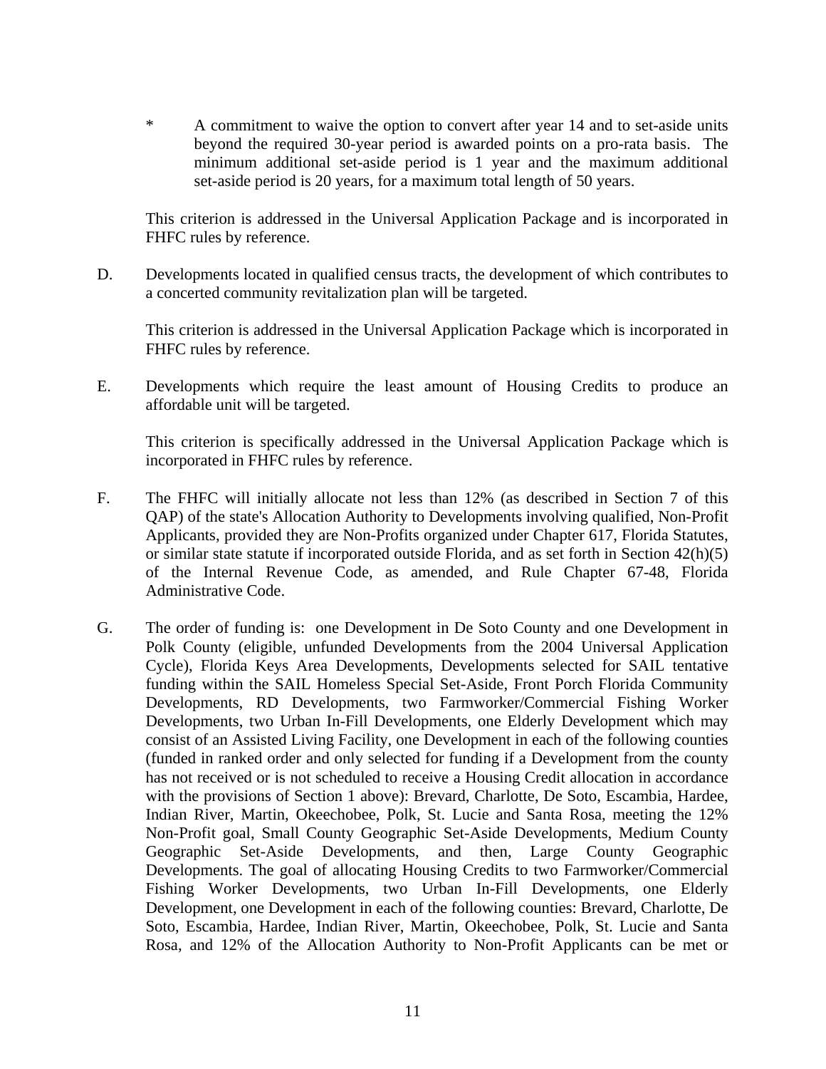\* A commitment to waive the option to convert after year 14 and to set-aside units beyond the required 30-year period is awarded points on a pro-rata basis. The minimum additional set-aside period is 1 year and the maximum additional set-aside period is 20 years, for a maximum total length of 50 years.

This criterion is addressed in the Universal Application Package and is incorporated in FHFC rules by reference.

D. Developments located in qualified census tracts, the development of which contributes to a concerted community revitalization plan will be targeted.

This criterion is addressed in the Universal Application Package which is incorporated in FHFC rules by reference.

E. Developments which require the least amount of Housing Credits to produce an affordable unit will be targeted.

This criterion is specifically addressed in the Universal Application Package which is incorporated in FHFC rules by reference.

F. The FHFC will initially allocate not less than 12% (as described in Section 7 of this QAP) of the state's Allocation Authority to Developments involving qualified, Non-Profit Applicants, provided they are Non-Profits organized under Chapter 617, Florida Statutes, or similar state statute if incorporated outside Florida, and as set forth in Section 42(h)(5) of the Internal Revenue Code, as amended, and Rule Chapter 67-48, Florida Administrative Code.

G. The order of funding is: one Development in De Soto County and one Development in Polk County (eligible, unfunded Developments from the 2004 Universal Application Cycle), Florida Keys Area Developments, Developments selected for SAIL tentative funding within the SAIL Homeless Special Set-Aside, Front Porch Florida Community Developments, RD Developments, two Farmworker/Commercial Fishing Worker Developments, two Urban In-Fill Developments, one Elderly Development which may consist of an Assisted Living Facility, one Development in each of the following counties (funded in ranked order and only selected for funding if a Development from the county has not received or is not scheduled to receive a Housing Credit allocation in accordance with the provisions of Section 1 above): Brevard, Charlotte, De Soto, Escambia, Hardee, Indian River, Martin, Okeechobee, Polk, St. Lucie and Santa Rosa, meeting the 12% Non-Profit goal, Small County Geographic Set-Aside Developments, Medium County Geographic Set-Aside Developments, and then, Large County Geographic Developments. The goal of allocating Housing Credits to two Farmworker/Commercial Fishing Worker Developments, two Urban In-Fill Developments, one Elderly Development, one Development in each of the following counties: Brevard, Charlotte, De Soto, Escambia, Hardee, Indian River, Martin, Okeechobee, Polk, St. Lucie and Santa Rosa, and 12% of the Allocation Authority to Non-Profit Applicants can be met or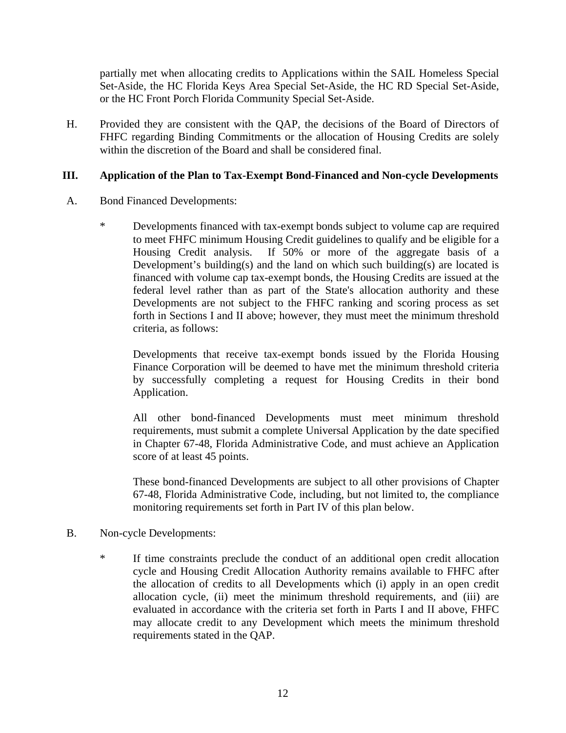partially met when allocating credits to Applications within the SAIL Homeless Special Set-Aside, the HC Florida Keys Area Special Set-Aside, the HC RD Special Set-Aside, or the HC Front Porch Florida Community Special Set-Aside.

H. Provided they are consistent with the QAP, the decisions of the Board of Directors of FHFC regarding Binding Commitments or the allocation of Housing Credits are solely within the discretion of the Board and shall be considered final.

## III. Application of the Plan to Tax-Exempt Bond-Financed and Non-cycle Developments

A. Bond Financed Developments:

* Developments financed with tax-exempt bonds subject to volume cap are required to meet FHFC minimum Housing Credit guidelines to qualify and be eligible for a Housing Credit analysis. If 50% or more of the aggregate basis of a Development's building(s) and the land on which such building(s) are located is financed with volume cap tax-exempt bonds, the Housing Credits are issued at the federal level rather than as part of the State's allocation authority and these Developments are not subject to the FHFC ranking and scoring process as set forth in Sections I and II above; however, they must meet the minimum threshold criteria, as follows:

  Developments that receive tax-exempt bonds issued by the Florida Housing Finance Corporation will be deemed to have met the minimum threshold criteria by successfully completing a request for Housing Credits in their bond Application.

  All other bond-financed Developments must meet minimum threshold requirements, must submit a complete Universal Application by the date specified in Chapter 67-48, Florida Administrative Code, and must achieve an Application score of at least 45 points.

  These bond-financed Developments are subject to all other provisions of Chapter 67-48, Florida Administrative Code, including, but not limited to, the compliance monitoring requirements set forth in Part IV of this plan below.

B. Non-cycle Developments:

* If time constraints preclude the conduct of an additional open credit allocation cycle and Housing Credit Allocation Authority remains available to FHFC after the allocation of credits to all Developments which (i) apply in an open credit allocation cycle, (ii) meet the minimum threshold requirements, and (iii) are evaluated in accordance with the criteria set forth in Parts I and II above, FHFC may allocate credit to any Development which meets the minimum threshold requirements stated in the QAP.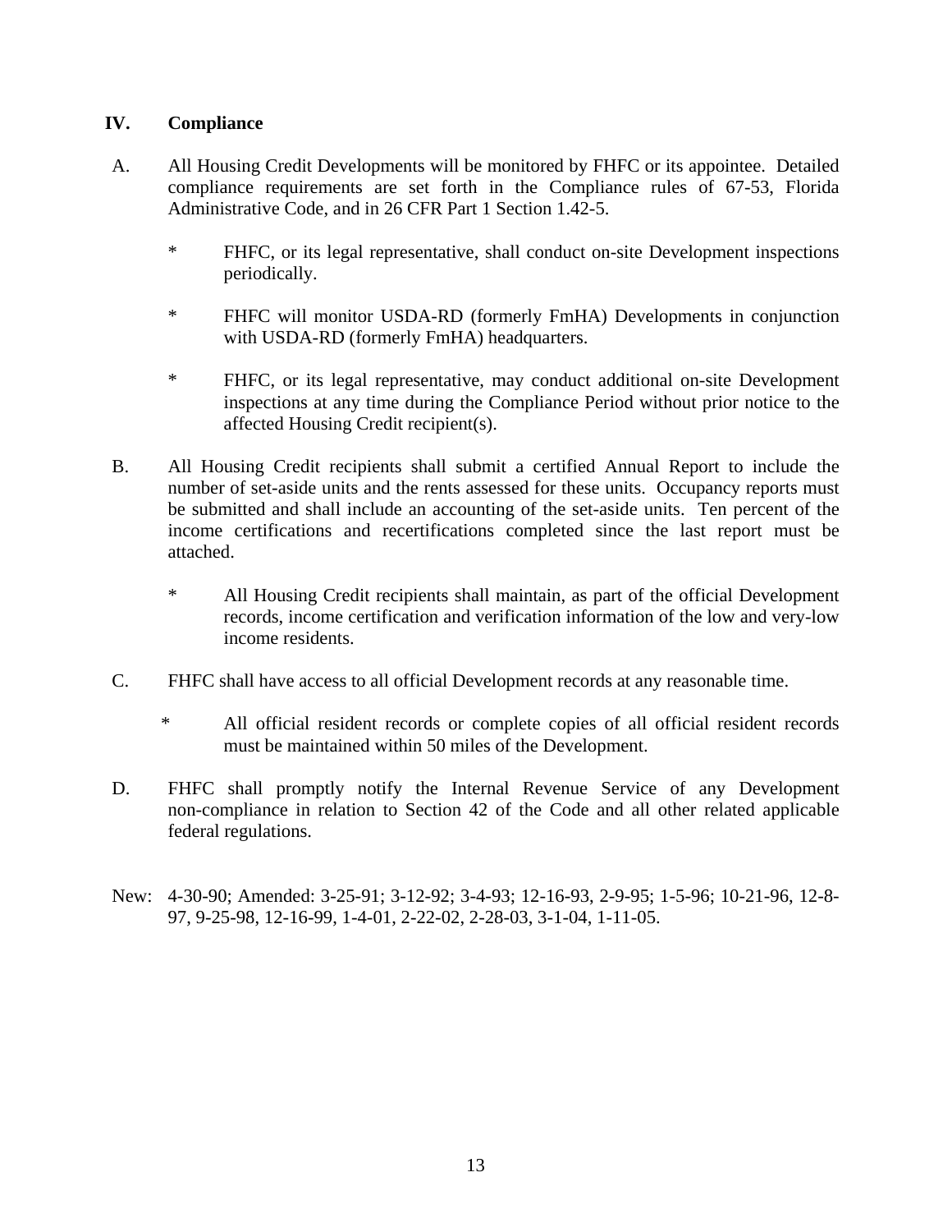## IV. Compliance

A. All Housing Credit Developments will be monitored by FHFC or its appointee. Detailed compliance requirements are set forth in the Compliance rules of 67-53, Florida Administrative Code, and in 26 CFR Part 1 Section 1.42-5.

- * FHFC, or its legal representative, shall conduct on-site Development inspections periodically.
- * FHFC will monitor USDA-RD (formerly FmHA) Developments in conjunction with USDA-RD (formerly FmHA) headquarters.
- * FHFC, or its legal representative, may conduct additional on-site Development inspections at any time during the Compliance Period without prior notice to the affected Housing Credit recipient(s).

B. All Housing Credit recipients shall submit a certified Annual Report to include the number of set-aside units and the rents assessed for these units. Occupancy reports must be submitted and shall include an accounting of the set-aside units. Ten percent of the income certifications and recertifications completed since the last report must be attached.

- * All Housing Credit recipients shall maintain, as part of the official Development records, income certification and verification information of the low and very-low income residents.

C. FHFC shall have access to all official Development records at any reasonable time.

- * All official resident records or complete copies of all official resident records must be maintained within 50 miles of the Development.

D. FHFC shall promptly notify the Internal Revenue Service of any Development non-compliance in relation to Section 42 of the Code and all other related applicable federal regulations.

New: 4-30-90; Amended: 3-25-91; 3-12-92; 3-4-93; 12-16-93, 2-9-95; 1-5-96; 10-21-96, 12-8-97, 9-25-98, 12-16-99, 1-4-01, 2-22-02, 2-28-03, 3-1-04, 1-11-05.